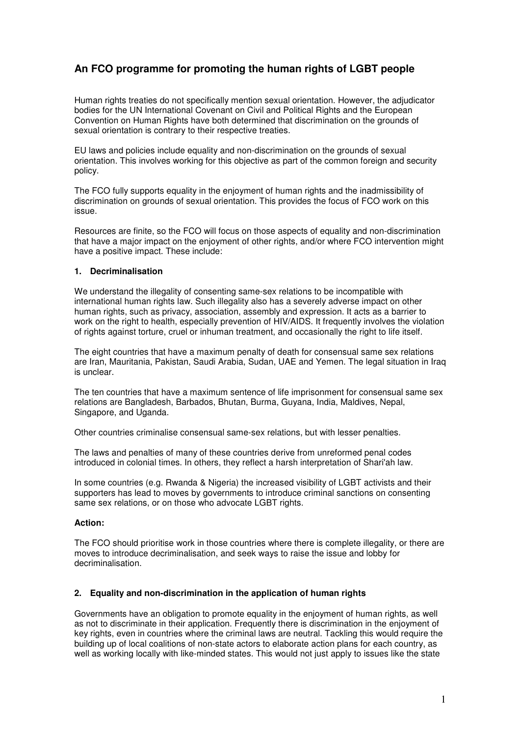# An FCO programme for promoting the human rights of LGBT people

Human rights treaties do not specifically mention sexual orientation. However, the adjudicator bodies for the UN International Covenant on Civil and Political Rights and the European Convention on Human Rights have both determined that discrimination on the grounds of sexual orientation is contrary to their respective treaties.

EU laws and policies include equality and non-discrimination on the grounds of sexual orientation. This involves working for this objective as part of the common foreign and security policy.

The FCO fully supports equality in the enjoyment of human rights and the inadmissibility of discrimination on grounds of sexual orientation. This provides the focus of FCO work on this issue.

Resources are finite, so the FCO will focus on those aspects of equality and non-discrimination that have a major impact on the enjoyment of other rights, and/or where FCO intervention might have a positive impact. These include:

### 1. Decriminalisation

We understand the illegality of consenting same-sex relations to be incompatible with international human rights law. Such illegality also has a severely adverse impact on other human rights, such as privacy, association, assembly and expression. It acts as a barrier to work on the right to health, especially prevention of HIV/AIDS. It frequently involves the violation of rights against torture, cruel or inhuman treatment, and occasionally the right to life itself.

The eight countries that have a maximum penalty of death for consensual same sex relations are Iran, Mauritania, Pakistan, Saudi Arabia, Sudan, UAE and Yemen. The legal situation in Iraq is unclear.

The ten countries that have a maximum sentence of life imprisonment for consensual same sex relations are Bangladesh, Barbados, Bhutan, Burma, Guyana, India, Maldives, Nepal, Singapore, and Uganda.

Other countries criminalise consensual same-sex relations, but with lesser penalties.

The laws and penalties of many of these countries derive from unreformed penal codes introduced in colonial times. In others, they reflect a harsh interpretation of Shari'ah law.

In some countries (e.g. Rwanda & Nigeria) the increased visibility of LGBT activists and their supporters has lead to moves by governments to introduce criminal sanctions on consenting same sex relations, or on those who advocate LGBT rights.

**Action:**

The FCO should prioritise work in those countries where there is complete illegality, or there are moves to introduce decriminalisation, and seek ways to raise the issue and lobby for decriminalisation.

### 2. Equality and non-discrimination in the application of human rights

Governments have an obligation to promote equality in the enjoyment of human rights, as well as not to discriminate in their application. Frequently there is discrimination in the enjoyment of key rights, even in countries where the criminal laws are neutral. Tackling this would require the building up of local coalitions of non-state actors to elaborate action plans for each country, as well as working locally with like-minded states. This would not just apply to issues like the state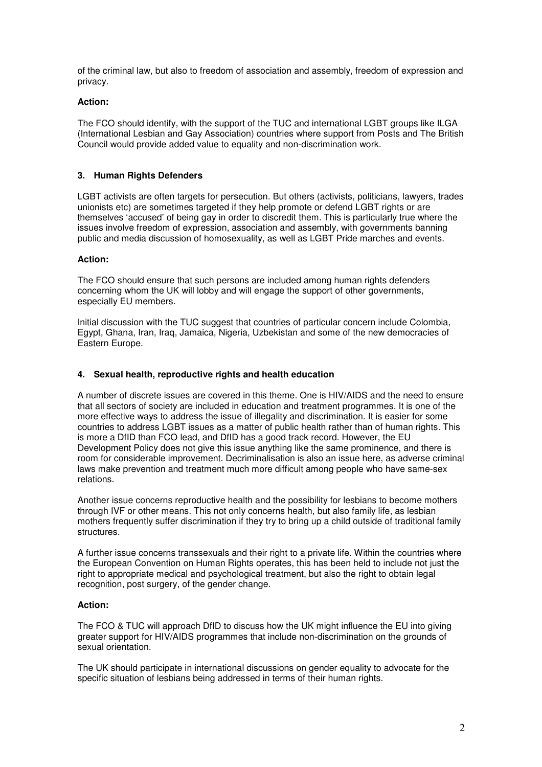of the criminal law, but also to freedom of association and assembly, freedom of expression and privacy.

**Action:**

The FCO should identify, with the support of the TUC and international LGBT groups like ILGA (International Lesbian and Gay Association) countries where support from Posts and The British Council would provide added value to equality and non-discrimination work.

### 3. Human Rights Defenders

LGBT activists are often targets for persecution. But others (activists, politicians, lawyers, trades unionists etc) are sometimes targeted if they help promote or defend LGBT rights or are themselves 'accused' of being gay in order to discredit them. This is particularly true where the issues involve freedom of expression, association and assembly, with governments banning public and media discussion of homosexuality, as well as LGBT Pride marches and events.

**Action:**

The FCO should ensure that such persons are included among human rights defenders concerning whom the UK will lobby and will engage the support of other governments, especially EU members.

Initial discussion with the TUC suggest that countries of particular concern include Colombia, Egypt, Ghana, Iran, Iraq, Jamaica, Nigeria, Uzbekistan and some of the new democracies of Eastern Europe.

### 4. Sexual health, reproductive rights and health education

A number of discrete issues are covered in this theme. One is HIV/AIDS and the need to ensure that all sectors of society are included in education and treatment programmes. It is one of the more effective ways to address the issue of illegality and discrimination. It is easier for some countries to address LGBT issues as a matter of public health rather than of human rights. This is more a DfID than FCO lead, and DfID has a good track record. However, the EU Development Policy does not give this issue anything like the same prominence, and there is room for considerable improvement. Decriminalisation is also an issue here, as adverse criminal laws make prevention and treatment much more difficult among people who have same-sex relations.

Another issue concerns reproductive health and the possibility for lesbians to become mothers through IVF or other means. This not only concerns health, but also family life, as lesbian mothers frequently suffer discrimination if they try to bring up a child outside of traditional family structures.

A further issue concerns transsexuals and their right to a private life. Within the countries where the European Convention on Human Rights operates, this has been held to include not just the right to appropriate medical and psychological treatment, but also the right to obtain legal recognition, post surgery, of the gender change.

**Action:**

The FCO & TUC will approach DfID to discuss how the UK might influence the EU into giving greater support for HIV/AIDS programmes that include non-discrimination on the grounds of sexual orientation.

The UK should participate in international discussions on gender equality to advocate for the specific situation of lesbians being addressed in terms of their human rights.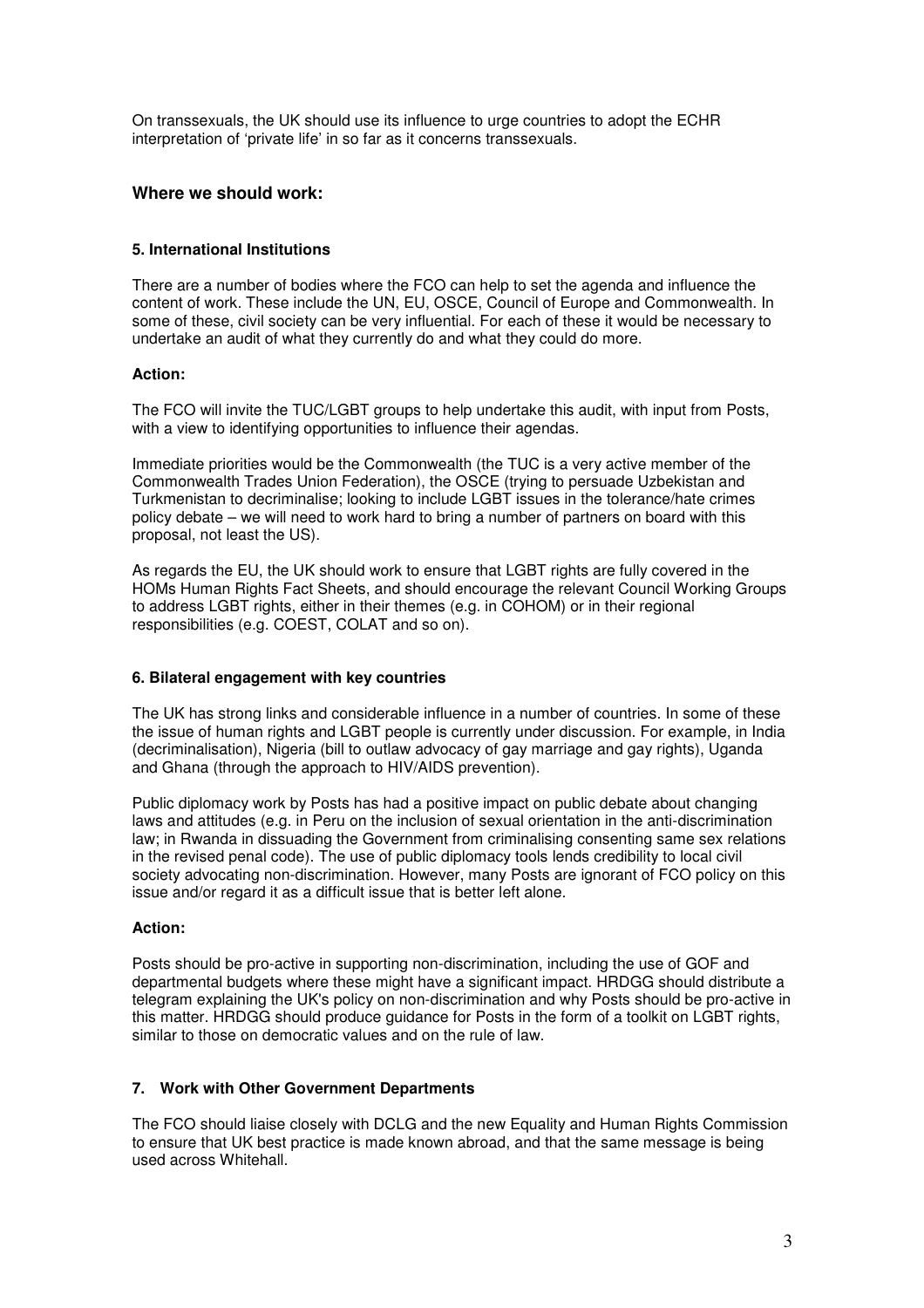On transsexuals, the UK should use its influence to urge countries to adopt the ECHR interpretation of 'private life' in so far as it concerns transsexuals.

## Where we should work:

### 5. International Institutions

There are a number of bodies where the FCO can help to set the agenda and influence the content of work. These include the UN, EU, OSCE, Council of Europe and Commonwealth. In some of these, civil society can be very influential. For each of these it would be necessary to undertake an audit of what they currently do and what they could do more.

**Action:**

The FCO will invite the TUC/LGBT groups to help undertake this audit, with input from Posts, with a view to identifying opportunities to influence their agendas.

Immediate priorities would be the Commonwealth (the TUC is a very active member of the Commonwealth Trades Union Federation), the OSCE (trying to persuade Uzbekistan and Turkmenistan to decriminalise; looking to include LGBT issues in the tolerance/hate crimes policy debate – we will need to work hard to bring a number of partners on board with this proposal, not least the US).

As regards the EU, the UK should work to ensure that LGBT rights are fully covered in the HOMs Human Rights Fact Sheets, and should encourage the relevant Council Working Groups to address LGBT rights, either in their themes (e.g. in COHOM) or in their regional responsibilities (e.g. COEST, COLAT and so on).

### 6. Bilateral engagement with key countries

The UK has strong links and considerable influence in a number of countries. In some of these the issue of human rights and LGBT people is currently under discussion. For example, in India (decriminalisation), Nigeria (bill to outlaw advocacy of gay marriage and gay rights), Uganda and Ghana (through the approach to HIV/AIDS prevention).

Public diplomacy work by Posts has had a positive impact on public debate about changing laws and attitudes (e.g. in Peru on the inclusion of sexual orientation in the anti-discrimination law; in Rwanda in dissuading the Government from criminalising consenting same sex relations in the revised penal code). The use of public diplomacy tools lends credibility to local civil society advocating non-discrimination. However, many Posts are ignorant of FCO policy on this issue and/or regard it as a difficult issue that is better left alone.

**Action:**

Posts should be pro-active in supporting non-discrimination, including the use of GOF and departmental budgets where these might have a significant impact. HRDGG should distribute a telegram explaining the UK's policy on non-discrimination and why Posts should be pro-active in this matter. HRDGG should produce guidance for Posts in the form of a toolkit on LGBT rights, similar to those on democratic values and on the rule of law.

### 7. Work with Other Government Departments

The FCO should liaise closely with DCLG and the new Equality and Human Rights Commission to ensure that UK best practice is made known abroad, and that the same message is being used across Whitehall.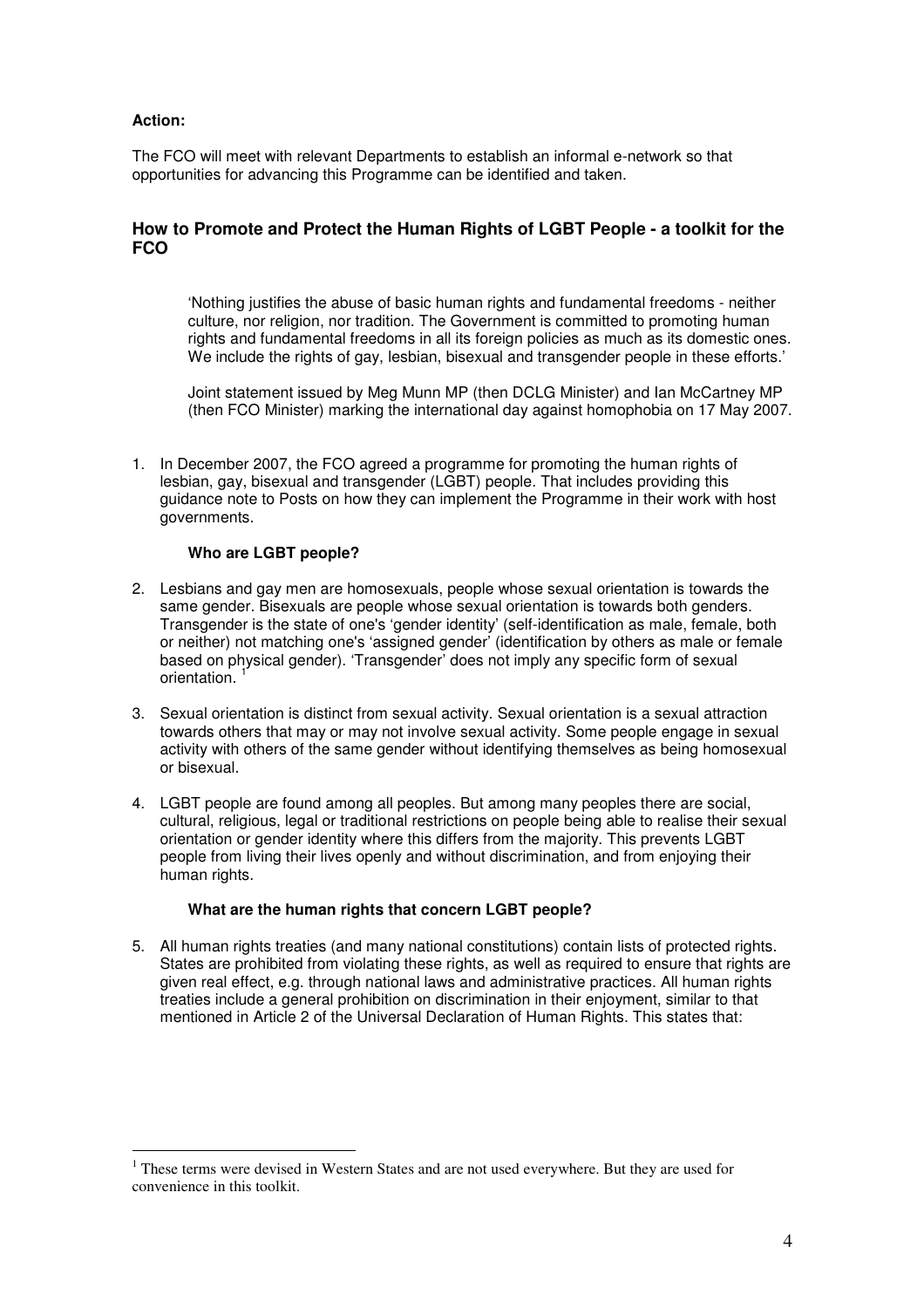**Action:**

The FCO will meet with relevant Departments to establish an informal e-network so that opportunities for advancing this Programme can be identified and taken.

## How to Promote and Protect the Human Rights of LGBT People - a toolkit for the FCO

> 'Nothing justifies the abuse of basic human rights and fundamental freedoms - neither culture, nor religion, nor tradition. The Government is committed to promoting human rights and fundamental freedoms in all its foreign policies as much as its domestic ones. We include the rights of gay, lesbian, bisexual and transgender people in these efforts.'
>
> Joint statement issued by Meg Munn MP (then DCLG Minister) and Ian McCartney MP (then FCO Minister) marking the international day against homophobia on 17 May 2007.

1. In December 2007, the FCO agreed a programme for promoting the human rights of lesbian, gay, bisexual and transgender (LGBT) people. That includes providing this guidance note to Posts on how they can implement the Programme in their work with host governments.

### Who are LGBT people?

2. Lesbians and gay men are homosexuals, people whose sexual orientation is towards the same gender. Bisexuals are people whose sexual orientation is towards both genders. Transgender is the state of one's 'gender identity' (self-identification as male, female, both or neither) not matching one's 'assigned gender' (identification by others as male or female based on physical gender). 'Transgender' does not imply any specific form of sexual orientation. [1]

3. Sexual orientation is distinct from sexual activity. Sexual orientation is a sexual attraction towards others that may or may not involve sexual activity. Some people engage in sexual activity with others of the same gender without identifying themselves as being homosexual or bisexual.

4. LGBT people are found among all peoples. But among many peoples there are social, cultural, religious, legal or traditional restrictions on people being able to realise their sexual orientation or gender identity where this differs from the majority. This prevents LGBT people from living their lives openly and without discrimination, and from enjoying their human rights.

### What are the human rights that concern LGBT people?

5. All human rights treaties (and many national constitutions) contain lists of protected rights. States are prohibited from violating these rights, as well as required to ensure that rights are given real effect, e.g. through national laws and administrative practices. All human rights treaties include a general prohibition on discrimination in their enjoyment, similar to that mentioned in Article 2 of the Universal Declaration of Human Rights. This states that:

---

[1] These terms were devised in Western States and are not used everywhere. But they are used for convenience in this toolkit.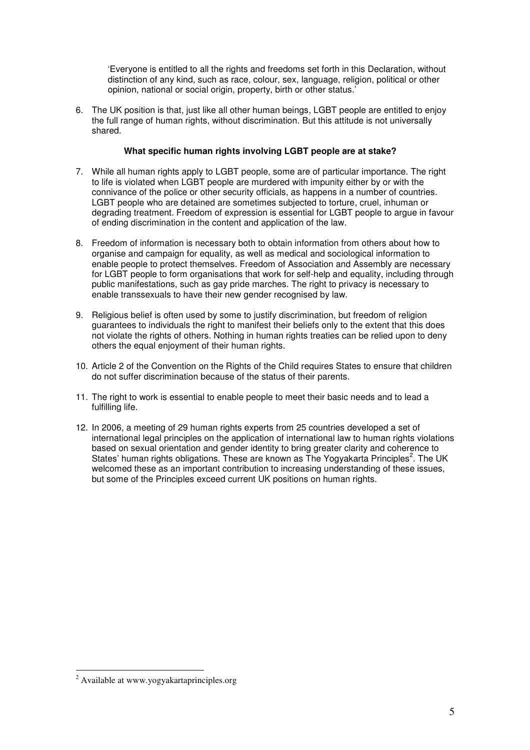> 'Everyone is entitled to all the rights and freedoms set forth in this Declaration, without distinction of any kind, such as race, colour, sex, language, religion, political or other opinion, national or social origin, property, birth or other status.'

6. The UK position is that, just like all other human beings, LGBT people are entitled to enjoy the full range of human rights, without discrimination. But this attitude is not universally shared.

**What specific human rights involving LGBT people are at stake?**

7. While all human rights apply to LGBT people, some are of particular importance. The right to life is violated when LGBT people are murdered with impunity either by or with the connivance of the police or other security officials, as happens in a number of countries. LGBT people who are detained are sometimes subjected to torture, cruel, inhuman or degrading treatment. Freedom of expression is essential for LGBT people to argue in favour of ending discrimination in the content and application of the law.

8. Freedom of information is necessary both to obtain information from others about how to organise and campaign for equality, as well as medical and sociological information to enable people to protect themselves. Freedom of Association and Assembly are necessary for LGBT people to form organisations that work for self-help and equality, including through public manifestations, such as gay pride marches. The right to privacy is necessary to enable transsexuals to have their new gender recognised by law.

9. Religious belief is often used by some to justify discrimination, but freedom of religion guarantees to individuals the right to manifest their beliefs only to the extent that this does not violate the rights of others. Nothing in human rights treaties can be relied upon to deny others the equal enjoyment of their human rights.

10. Article 2 of the Convention on the Rights of the Child requires States to ensure that children do not suffer discrimination because of the status of their parents.

11. The right to work is essential to enable people to meet their basic needs and to lead a fulfilling life.

12. In 2006, a meeting of 29 human rights experts from 25 countries developed a set of international legal principles on the application of international law to human rights violations based on sexual orientation and gender identity to bring greater clarity and coherence to States' human rights obligations. These are known as The Yogyakarta Principles[2]. The UK welcomed these as an important contribution to increasing understanding of these issues, but some of the Principles exceed current UK positions on human rights.

---

[2] Available at www.yogyakartaprinciples.org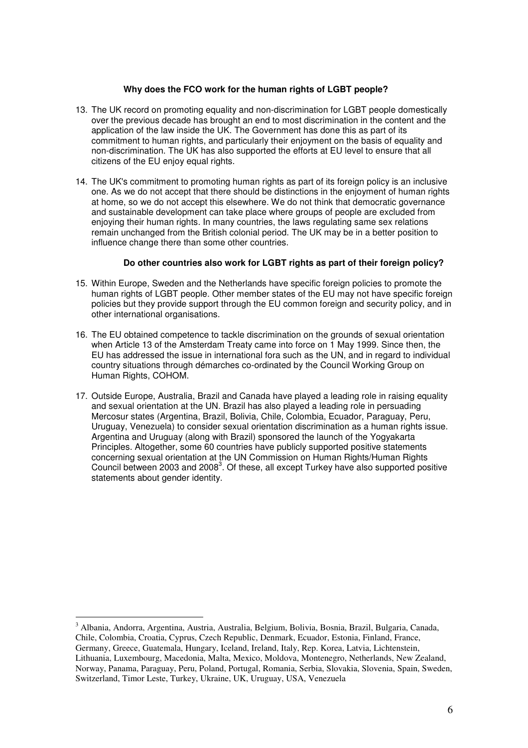### Why does the FCO work for the human rights of LGBT people?

13. The UK record on promoting equality and non-discrimination for LGBT people domestically over the previous decade has brought an end to most discrimination in the content and the application of the law inside the UK. The Government has done this as part of its commitment to human rights, and particularly their enjoyment on the basis of equality and non-discrimination. The UK has also supported the efforts at EU level to ensure that all citizens of the EU enjoy equal rights.

14. The UK's commitment to promoting human rights as part of its foreign policy is an inclusive one. As we do not accept that there should be distinctions in the enjoyment of human rights at home, so we do not accept this elsewhere. We do not think that democratic governance and sustainable development can take place where groups of people are excluded from enjoying their human rights. In many countries, the laws regulating same sex relations remain unchanged from the British colonial period. The UK may be in a better position to influence change there than some other countries.

### Do other countries also work for LGBT rights as part of their foreign policy?

15. Within Europe, Sweden and the Netherlands have specific foreign policies to promote the human rights of LGBT people. Other member states of the EU may not have specific foreign policies but they provide support through the EU common foreign and security policy, and in other international organisations.

16. The EU obtained competence to tackle discrimination on the grounds of sexual orientation when Article 13 of the Amsterdam Treaty came into force on 1 May 1999. Since then, the EU has addressed the issue in international fora such as the UN, and in regard to individual country situations through démarches co-ordinated by the Council Working Group on Human Rights, COHOM.

17. Outside Europe, Australia, Brazil and Canada have played a leading role in raising equality and sexual orientation at the UN. Brazil has also played a leading role in persuading Mercosur states (Argentina, Brazil, Bolivia, Chile, Colombia, Ecuador, Paraguay, Peru, Uruguay, Venezuela) to consider sexual orientation discrimination as a human rights issue. Argentina and Uruguay (along with Brazil) sponsored the launch of the Yogyakarta Principles. Altogether, some 60 countries have publicly supported positive statements concerning sexual orientation at the UN Commission on Human Rights/Human Rights Council between 2003 and 2008[3]. Of these, all except Turkey have also supported positive statements about gender identity.

---

[3] Albania, Andorra, Argentina, Austria, Australia, Belgium, Bolivia, Bosnia, Brazil, Bulgaria, Canada, Chile, Colombia, Croatia, Cyprus, Czech Republic, Denmark, Ecuador, Estonia, Finland, France, Germany, Greece, Guatemala, Hungary, Iceland, Ireland, Italy, Rep. Korea, Latvia, Lichtenstein, Lithuania, Luxembourg, Macedonia, Malta, Mexico, Moldova, Montenegro, Netherlands, New Zealand, Norway, Panama, Paraguay, Peru, Poland, Portugal, Romania, Serbia, Slovakia, Slovenia, Spain, Sweden, Switzerland, Timor Leste, Turkey, Ukraine, UK, Uruguay, USA, Venezuela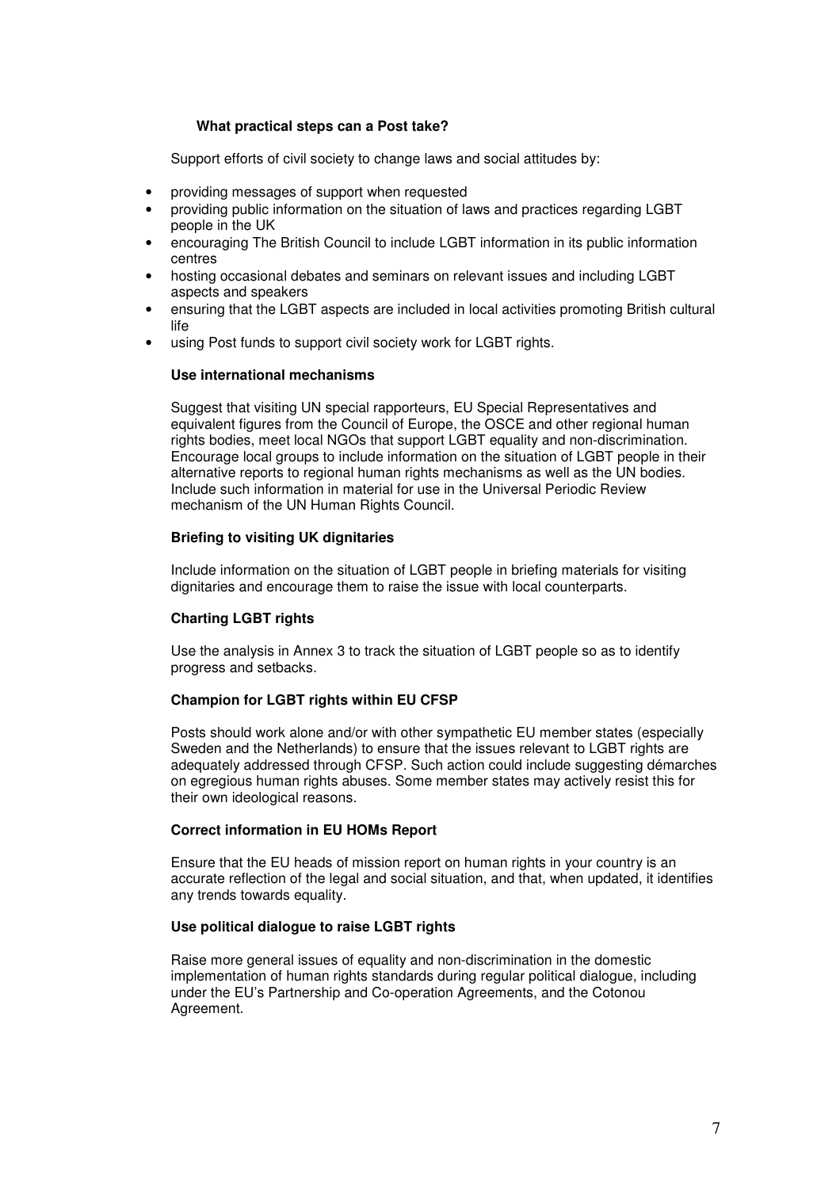**What practical steps can a Post take?**

Support efforts of civil society to change laws and social attitudes by:

- providing messages of support when requested
- providing public information on the situation of laws and practices regarding LGBT people in the UK
- encouraging The British Council to include LGBT information in its public information centres
- hosting occasional debates and seminars on relevant issues and including LGBT aspects and speakers
- ensuring that the LGBT aspects are included in local activities promoting British cultural life
- using Post funds to support civil society work for LGBT rights.

**Use international mechanisms**

Suggest that visiting UN special rapporteurs, EU Special Representatives and equivalent figures from the Council of Europe, the OSCE and other regional human rights bodies, meet local NGOs that support LGBT equality and non-discrimination. Encourage local groups to include information on the situation of LGBT people in their alternative reports to regional human rights mechanisms as well as the UN bodies. Include such information in material for use in the Universal Periodic Review mechanism of the UN Human Rights Council.

**Briefing to visiting UK dignitaries**

Include information on the situation of LGBT people in briefing materials for visiting dignitaries and encourage them to raise the issue with local counterparts.

**Charting LGBT rights**

Use the analysis in Annex 3 to track the situation of LGBT people so as to identify progress and setbacks.

**Champion for LGBT rights within EU CFSP**

Posts should work alone and/or with other sympathetic EU member states (especially Sweden and the Netherlands) to ensure that the issues relevant to LGBT rights are adequately addressed through CFSP. Such action could include suggesting démarches on egregious human rights abuses. Some member states may actively resist this for their own ideological reasons.

**Correct information in EU HOMs Report**

Ensure that the EU heads of mission report on human rights in your country is an accurate reflection of the legal and social situation, and that, when updated, it identifies any trends towards equality.

**Use political dialogue to raise LGBT rights**

Raise more general issues of equality and non-discrimination in the domestic implementation of human rights standards during regular political dialogue, including under the EU's Partnership and Co-operation Agreements, and the Cotonou Agreement.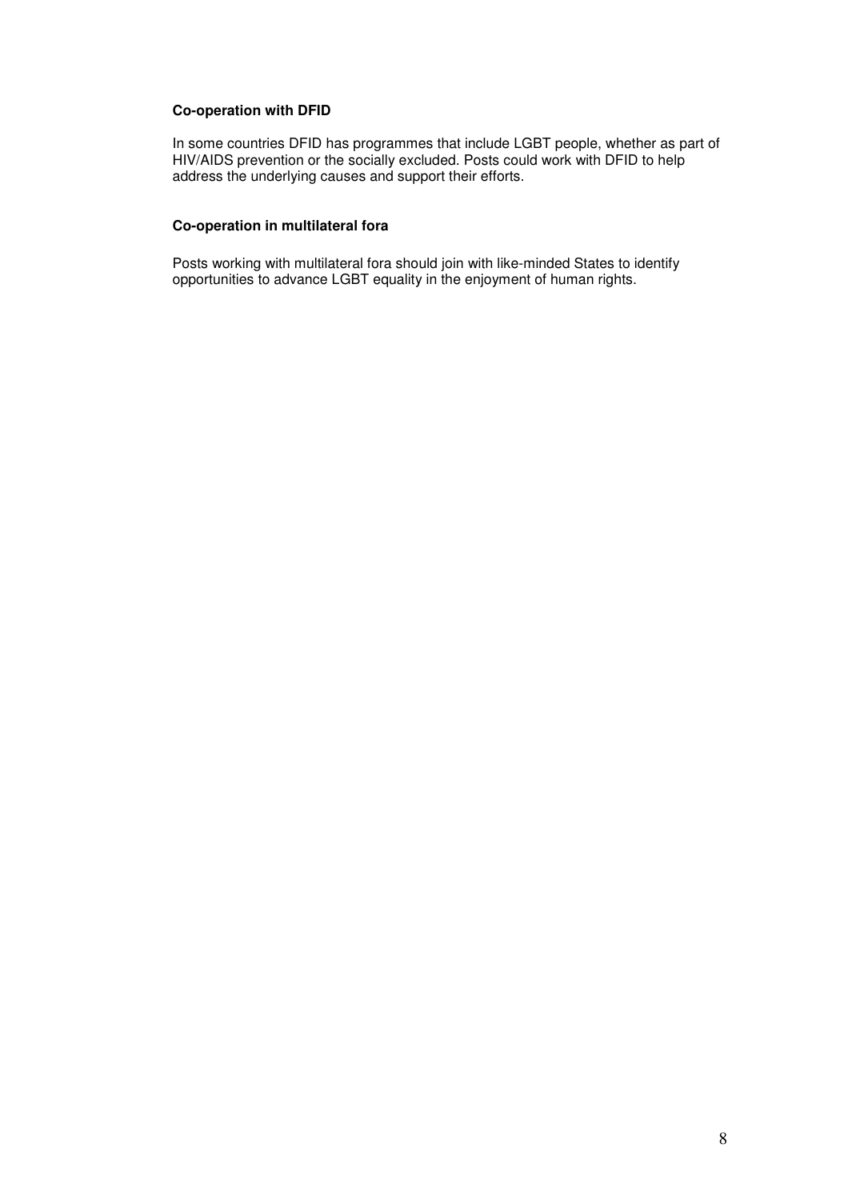**Co-operation with DFID**

In some countries DFID has programmes that include LGBT people, whether as part of HIV/AIDS prevention or the socially excluded. Posts could work with DFID to help address the underlying causes and support their efforts.

**Co-operation in multilateral fora**

Posts working with multilateral fora should join with like-minded States to identify opportunities to advance LGBT equality in the enjoyment of human rights.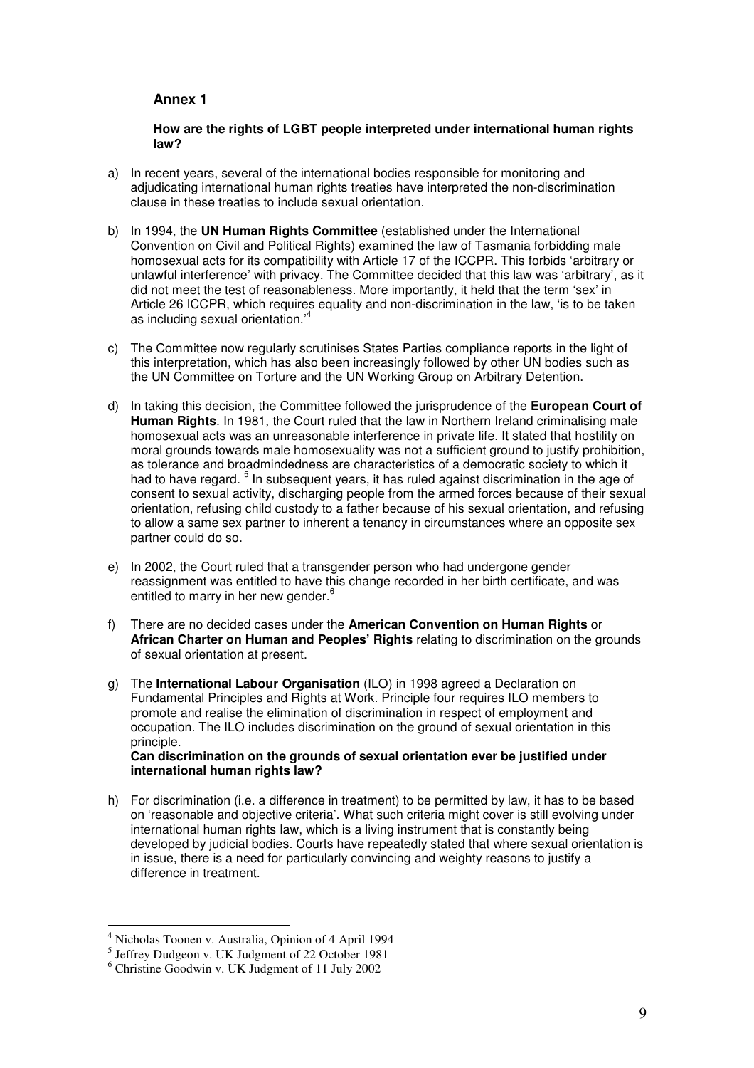## Annex 1

**How are the rights of LGBT people interpreted under international human rights law?**

a) In recent years, several of the international bodies responsible for monitoring and adjudicating international human rights treaties have interpreted the non-discrimination clause in these treaties to include sexual orientation.

b) In 1994, the **UN Human Rights Committee** (established under the International Convention on Civil and Political Rights) examined the law of Tasmania forbidding male homosexual acts for its compatibility with Article 17 of the ICCPR. This forbids 'arbitrary or unlawful interference' with privacy. The Committee decided that this law was 'arbitrary', as it did not meet the test of reasonableness. More importantly, it held that the term 'sex' in Article 26 ICCPR, which requires equality and non-discrimination in the law, 'is to be taken as including sexual orientation.'[4]

c) The Committee now regularly scrutinises States Parties compliance reports in the light of this interpretation, which has also been increasingly followed by other UN bodies such as the UN Committee on Torture and the UN Working Group on Arbitrary Detention.

d) In taking this decision, the Committee followed the jurisprudence of the **European Court of Human Rights**. In 1981, the Court ruled that the law in Northern Ireland criminalising male homosexual acts was an unreasonable interference in private life. It stated that hostility on moral grounds towards male homosexuality was not a sufficient ground to justify prohibition, as tolerance and broadmindedness are characteristics of a democratic society to which it had to have regard. [5] In subsequent years, it has ruled against discrimination in the age of consent to sexual activity, discharging people from the armed forces because of their sexual orientation, refusing child custody to a father because of his sexual orientation, and refusing to allow a same sex partner to inherent a tenancy in circumstances where an opposite sex partner could do so.

e) In 2002, the Court ruled that a transgender person who had undergone gender reassignment was entitled to have this change recorded in her birth certificate, and was entitled to marry in her new gender.[6]

f) There are no decided cases under the **American Convention on Human Rights** or **African Charter on Human and Peoples' Rights** relating to discrimination on the grounds of sexual orientation at present.

g) The **International Labour Organisation** (ILO) in 1998 agreed a Declaration on Fundamental Principles and Rights at Work. Principle four requires ILO members to promote and realise the elimination of discrimination in respect of employment and occupation. The ILO includes discrimination on the ground of sexual orientation in this principle.

**Can discrimination on the grounds of sexual orientation ever be justified under international human rights law?**

h) For discrimination (i.e. a difference in treatment) to be permitted by law, it has to be based on 'reasonable and objective criteria'. What such criteria might cover is still evolving under international human rights law, which is a living instrument that is constantly being developed by judicial bodies. Courts have repeatedly stated that where sexual orientation is in issue, there is a need for particularly convincing and weighty reasons to justify a difference in treatment.

---

[4] Nicholas Toonen v. Australia, Opinion of 4 April 1994

[5] Jeffrey Dudgeon v. UK Judgment of 22 October 1981

[6] Christine Goodwin v. UK Judgment of 11 July 2002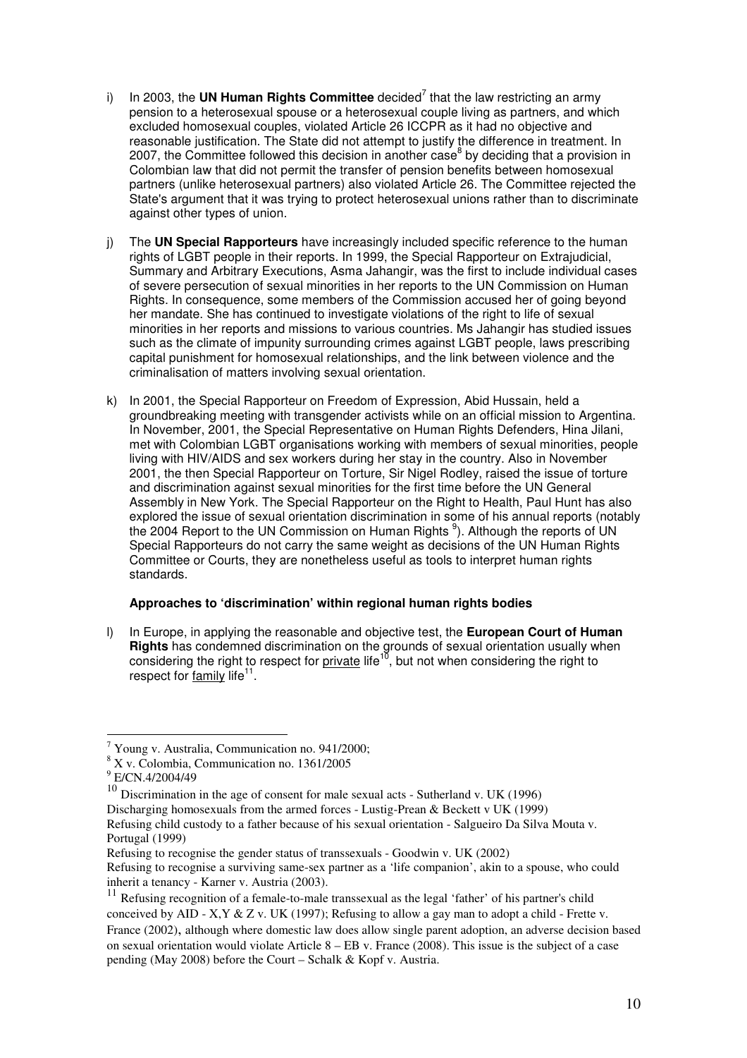i) In 2003, the **UN Human Rights Committee** decided[7] that the law restricting an army pension to a heterosexual spouse or a heterosexual couple living as partners, and which excluded homosexual couples, violated Article 26 ICCPR as it had no objective and reasonable justification. The State did not attempt to justify the difference in treatment. In 2007, the Committee followed this decision in another case[8] by deciding that a provision in Colombian law that did not permit the transfer of pension benefits between homosexual partners (unlike heterosexual partners) also violated Article 26. The Committee rejected the State's argument that it was trying to protect heterosexual unions rather than to discriminate against other types of union.

j) The **UN Special Rapporteurs** have increasingly included specific reference to the human rights of LGBT people in their reports. In 1999, the Special Rapporteur on Extrajudicial, Summary and Arbitrary Executions, Asma Jahangir, was the first to include individual cases of severe persecution of sexual minorities in her reports to the UN Commission on Human Rights. In consequence, some members of the Commission accused her of going beyond her mandate. She has continued to investigate violations of the right to life of sexual minorities in her reports and missions to various countries. Ms Jahangir has studied issues such as the climate of impunity surrounding crimes against LGBT people, laws prescribing capital punishment for homosexual relationships, and the link between violence and the criminalisation of matters involving sexual orientation.

k) In 2001, the Special Rapporteur on Freedom of Expression, Abid Hussain, held a groundbreaking meeting with transgender activists while on an official mission to Argentina. In November, 2001, the Special Representative on Human Rights Defenders, Hina Jilani, met with Colombian LGBT organisations working with members of sexual minorities, people living with HIV/AIDS and sex workers during her stay in the country. Also in November 2001, the then Special Rapporteur on Torture, Sir Nigel Rodley, raised the issue of torture and discrimination against sexual minorities for the first time before the UN General Assembly in New York. The Special Rapporteur on the Right to Health, Paul Hunt has also explored the issue of sexual orientation discrimination in some of his annual reports (notably the 2004 Report to the UN Commission on Human Rights [9]). Although the reports of UN Special Rapporteurs do not carry the same weight as decisions of the UN Human Rights Committee or Courts, they are nonetheless useful as tools to interpret human rights standards.

**Approaches to 'discrimination' within regional human rights bodies**

l) In Europe, in applying the reasonable and objective test, the **European Court of Human Rights** has condemned discrimination on the grounds of sexual orientation usually when considering the right to respect for private life[10], but not when considering the right to respect for family life[11].

---

[7] Young v. Australia, Communication no. 941/2000;

[8] X v. Colombia, Communication no. 1361/2005

[9] E/CN.4/2004/49

[10] Discrimination in the age of consent for male sexual acts - Sutherland v. UK (1996)
Discharging homosexuals from the armed forces - Lustig-Prean & Beckett v UK (1999)
Refusing child custody to a father because of his sexual orientation - Salgueiro Da Silva Mouta v. Portugal (1999)
Refusing to recognise the gender status of transsexuals - Goodwin v. UK (2002)
Refusing to recognise a surviving same-sex partner as a 'life companion', akin to a spouse, who could inherit a tenancy - Karner v. Austria (2003).

[11] Refusing recognition of a female-to-male transsexual as the legal 'father' of his partner's child conceived by AID - X,Y & Z v. UK (1997); Refusing to allow a gay man to adopt a child - Frette v. France (2002), although where domestic law does allow single parent adoption, an adverse decision based on sexual orientation would violate Article 8 – EB v. France (2008). This issue is the subject of a case pending (May 2008) before the Court – Schalk & Kopf v. Austria.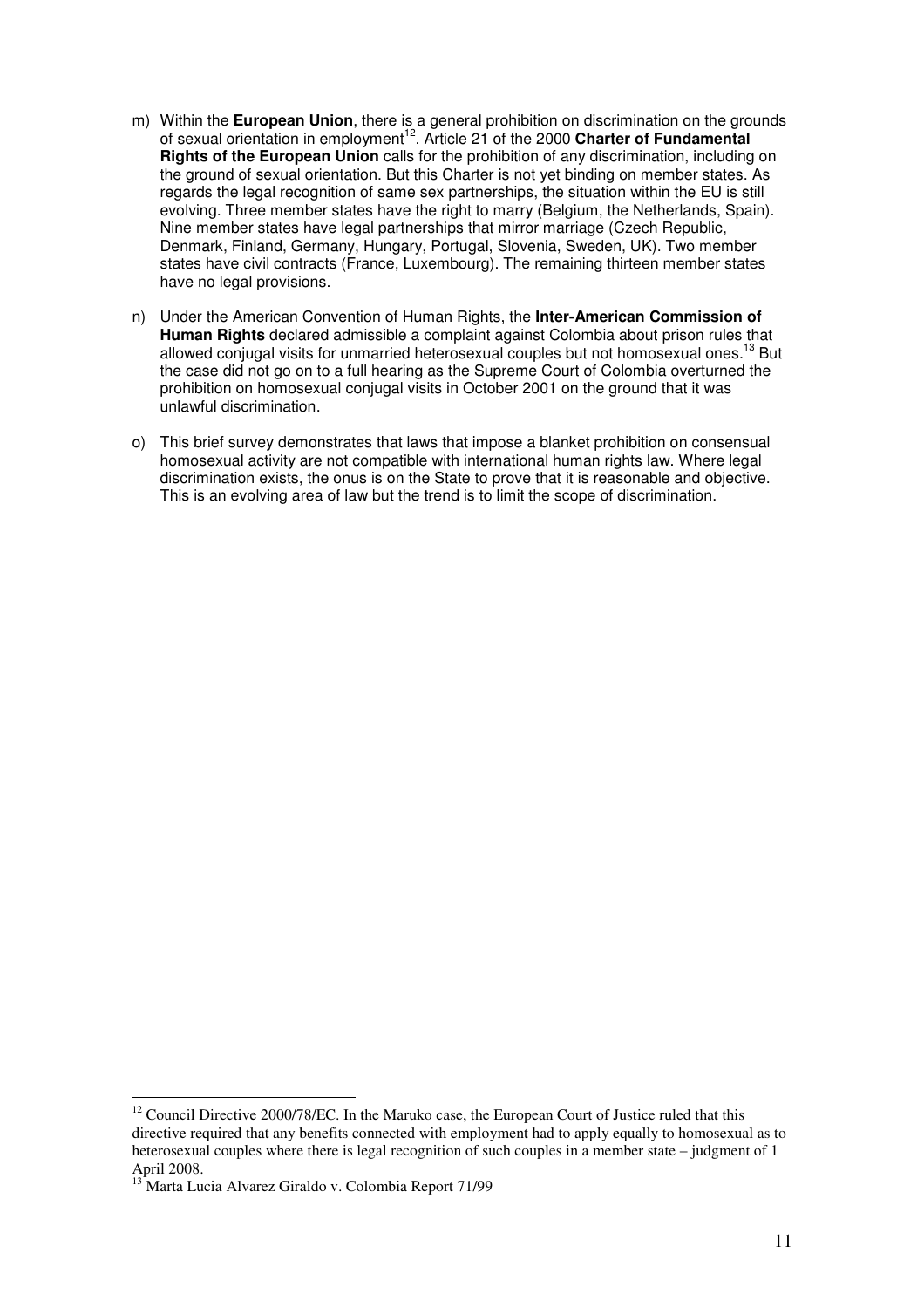m) Within the **European Union**, there is a general prohibition on discrimination on the grounds of sexual orientation in employment[12]. Article 21 of the 2000 **Charter of Fundamental Rights of the European Union** calls for the prohibition of any discrimination, including on the ground of sexual orientation. But this Charter is not yet binding on member states. As regards the legal recognition of same sex partnerships, the situation within the EU is still evolving. Three member states have the right to marry (Belgium, the Netherlands, Spain). Nine member states have legal partnerships that mirror marriage (Czech Republic, Denmark, Finland, Germany, Hungary, Portugal, Slovenia, Sweden, UK). Two member states have civil contracts (France, Luxembourg). The remaining thirteen member states have no legal provisions.

n) Under the American Convention of Human Rights, the **Inter-American Commission of Human Rights** declared admissible a complaint against Colombia about prison rules that allowed conjugal visits for unmarried heterosexual couples but not homosexual ones.[13] But the case did not go on to a full hearing as the Supreme Court of Colombia overturned the prohibition on homosexual conjugal visits in October 2001 on the ground that it was unlawful discrimination.

o) This brief survey demonstrates that laws that impose a blanket prohibition on consensual homosexual activity are not compatible with international human rights law. Where legal discrimination exists, the onus is on the State to prove that it is reasonable and objective. This is an evolving area of law but the trend is to limit the scope of discrimination.

---

[12] Council Directive 2000/78/EC. In the Maruko case, the European Court of Justice ruled that this directive required that any benefits connected with employment had to apply equally to homosexual as to heterosexual couples where there is legal recognition of such couples in a member state – judgment of 1 April 2008.

[13] Marta Lucia Alvarez Giraldo v. Colombia Report 71/99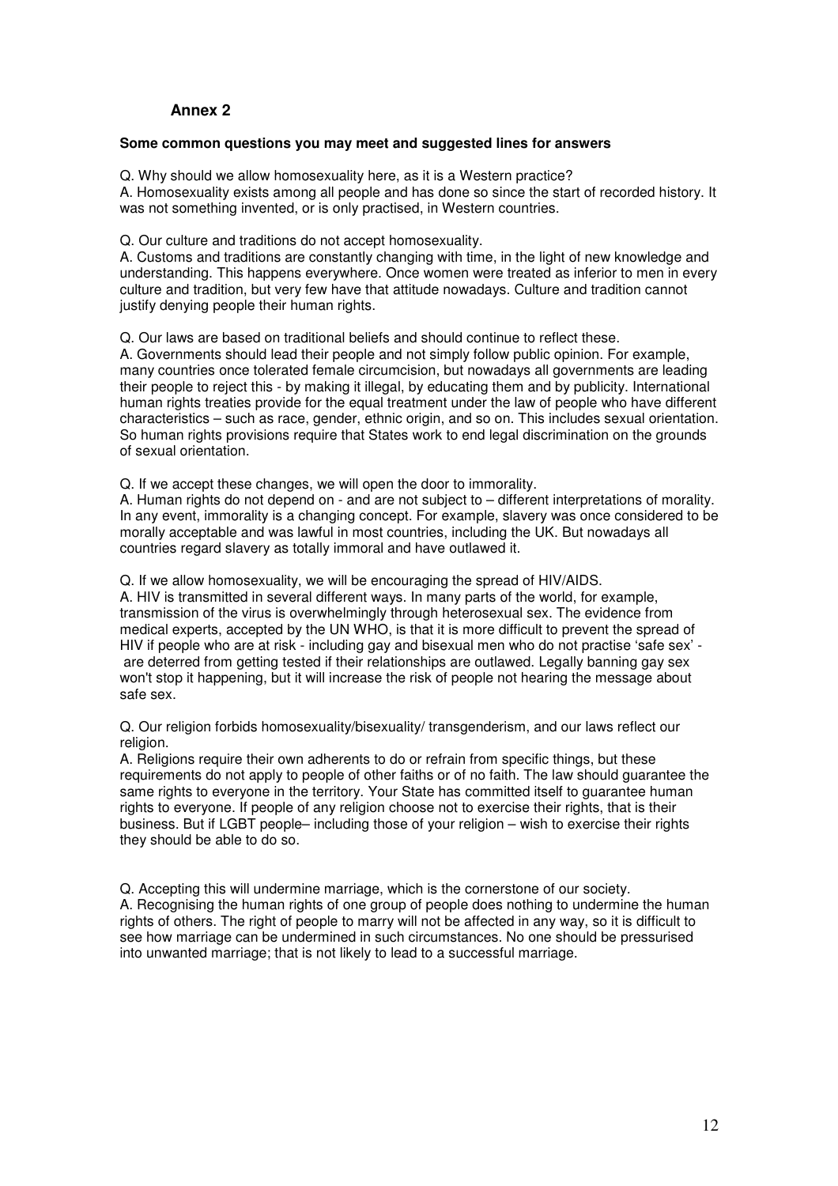## Annex 2

**Some common questions you may meet and suggested lines for answers**

Q. Why should we allow homosexuality here, as it is a Western practice?
A. Homosexuality exists among all people and has done so since the start of recorded history. It was not something invented, or is only practised, in Western countries.

Q. Our culture and traditions do not accept homosexuality.
A. Customs and traditions are constantly changing with time, in the light of new knowledge and understanding. This happens everywhere. Once women were treated as inferior to men in every culture and tradition, but very few have that attitude nowadays. Culture and tradition cannot justify denying people their human rights.

Q. Our laws are based on traditional beliefs and should continue to reflect these.
A. Governments should lead their people and not simply follow public opinion. For example, many countries once tolerated female circumcision, but nowadays all governments are leading their people to reject this - by making it illegal, by educating them and by publicity. International human rights treaties provide for the equal treatment under the law of people who have different characteristics – such as race, gender, ethnic origin, and so on. This includes sexual orientation. So human rights provisions require that States work to end legal discrimination on the grounds of sexual orientation.

Q. If we accept these changes, we will open the door to immorality.
A. Human rights do not depend on - and are not subject to – different interpretations of morality. In any event, immorality is a changing concept. For example, slavery was once considered to be morally acceptable and was lawful in most countries, including the UK. But nowadays all countries regard slavery as totally immoral and have outlawed it.

Q. If we allow homosexuality, we will be encouraging the spread of HIV/AIDS.
A. HIV is transmitted in several different ways. In many parts of the world, for example, transmission of the virus is overwhelmingly through heterosexual sex. The evidence from medical experts, accepted by the UN WHO, is that it is more difficult to prevent the spread of HIV if people who are at risk - including gay and bisexual men who do not practise 'safe sex' - are deterred from getting tested if their relationships are outlawed. Legally banning gay sex won't stop it happening, but it will increase the risk of people not hearing the message about safe sex.

Q. Our religion forbids homosexuality/bisexuality/ transgenderism, and our laws reflect our religion.
A. Religions require their own adherents to do or refrain from specific things, but these requirements do not apply to people of other faiths or of no faith. The law should guarantee the same rights to everyone in the territory. Your State has committed itself to guarantee human rights to everyone. If people of any religion choose not to exercise their rights, that is their business. But if LGBT people– including those of your religion – wish to exercise their rights they should be able to do so.

Q. Accepting this will undermine marriage, which is the cornerstone of our society.
A. Recognising the human rights of one group of people does nothing to undermine the human rights of others. The right of people to marry will not be affected in any way, so it is difficult to see how marriage can be undermined in such circumstances. No one should be pressurised into unwanted marriage; that is not likely to lead to a successful marriage.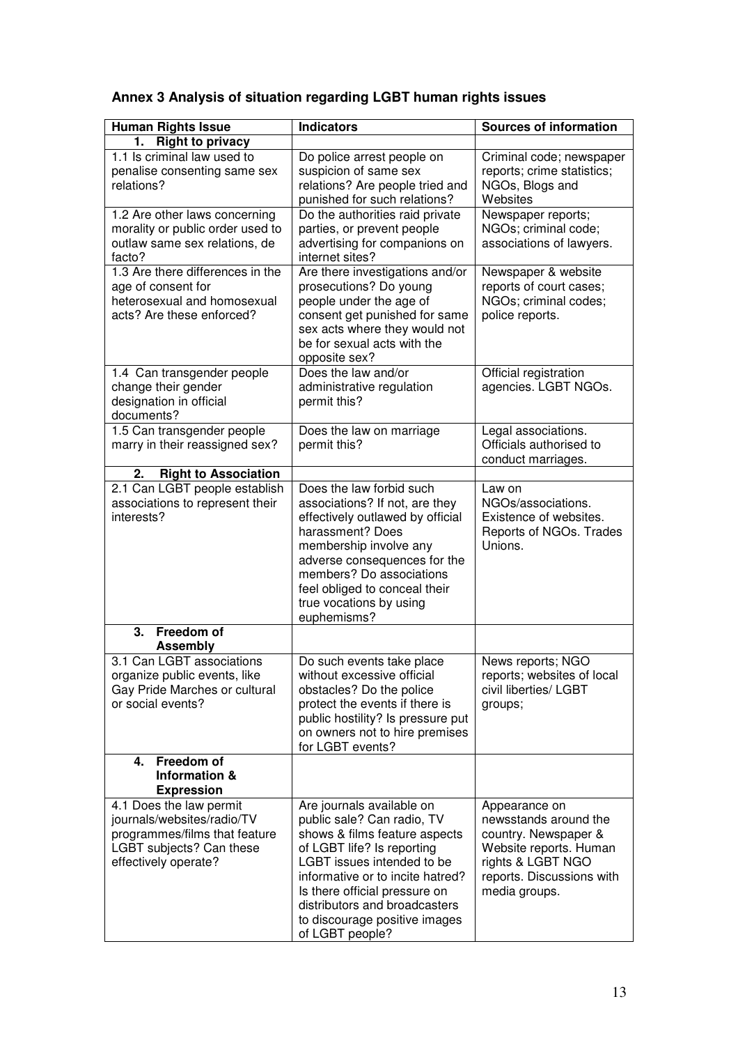## Annex 3 Analysis of situation regarding LGBT human rights issues

| Human Rights Issue | Indicators | Sources of information |
|---|---|---|
| **1. Right to privacy** | | |
| 1.1 Is criminal law used to penalise consenting same sex relations? | Do police arrest people on suspicion of same sex relations? Are people tried and punished for such relations? | Criminal code; newspaper reports; crime statistics; NGOs, Blogs and Websites |
| 1.2 Are other laws concerning morality or public order used to outlaw same sex relations, de facto? | Do the authorities raid private parties, or prevent people advertising for companions on internet sites? | Newspaper reports; NGOs; criminal code; associations of lawyers. |
| 1.3 Are there differences in the age of consent for heterosexual and homosexual acts? Are these enforced? | Are there investigations and/or prosecutions? Do young people under the age of consent get punished for same sex acts where they would not be for sexual acts with the opposite sex? | Newspaper & website reports of court cases; NGOs; criminal codes; police reports. |
| 1.4 Can transgender people change their gender designation in official documents? | Does the law and/or administrative regulation permit this? | Official registration agencies. LGBT NGOs. |
| 1.5 Can transgender people marry in their reassigned sex? | Does the law on marriage permit this? | Legal associations. Officials authorised to conduct marriages. |
| **2. Right to Association** | | |
| 2.1 Can LGBT people establish associations to represent their interests? | Does the law forbid such associations? If not, are they effectively outlawed by official harassment? Does membership involve any adverse consequences for the members? Do associations feel obliged to conceal their true vocations by using euphemisms? | Law on NGOs/associations. Existence of websites. Reports of NGOs. Trades Unions. |
| **3. Freedom of Assembly** | | |
| 3.1 Can LGBT associations organize public events, like Gay Pride Marches or cultural or social events? | Do such events take place without excessive official obstacles? Do the police protect the events if there is public hostility? Is pressure put on owners not to hire premises for LGBT events? | News reports; NGO reports; websites of local civil liberties/ LGBT groups; |
| **4. Freedom of Information & Expression** | | |
| 4.1 Does the law permit journals/websites/radio/TV programmes/films that feature LGBT subjects? Can these effectively operate? | Are journals available on public sale? Can radio, TV shows & films feature aspects of LGBT life? Is reporting LGBT issues intended to be informative or to incite hatred? Is there official pressure on distributors and broadcasters to discourage positive images of LGBT people? | Appearance on newsstands around the country. Newspaper & Website reports. Human rights & LGBT NGO reports. Discussions with media groups. |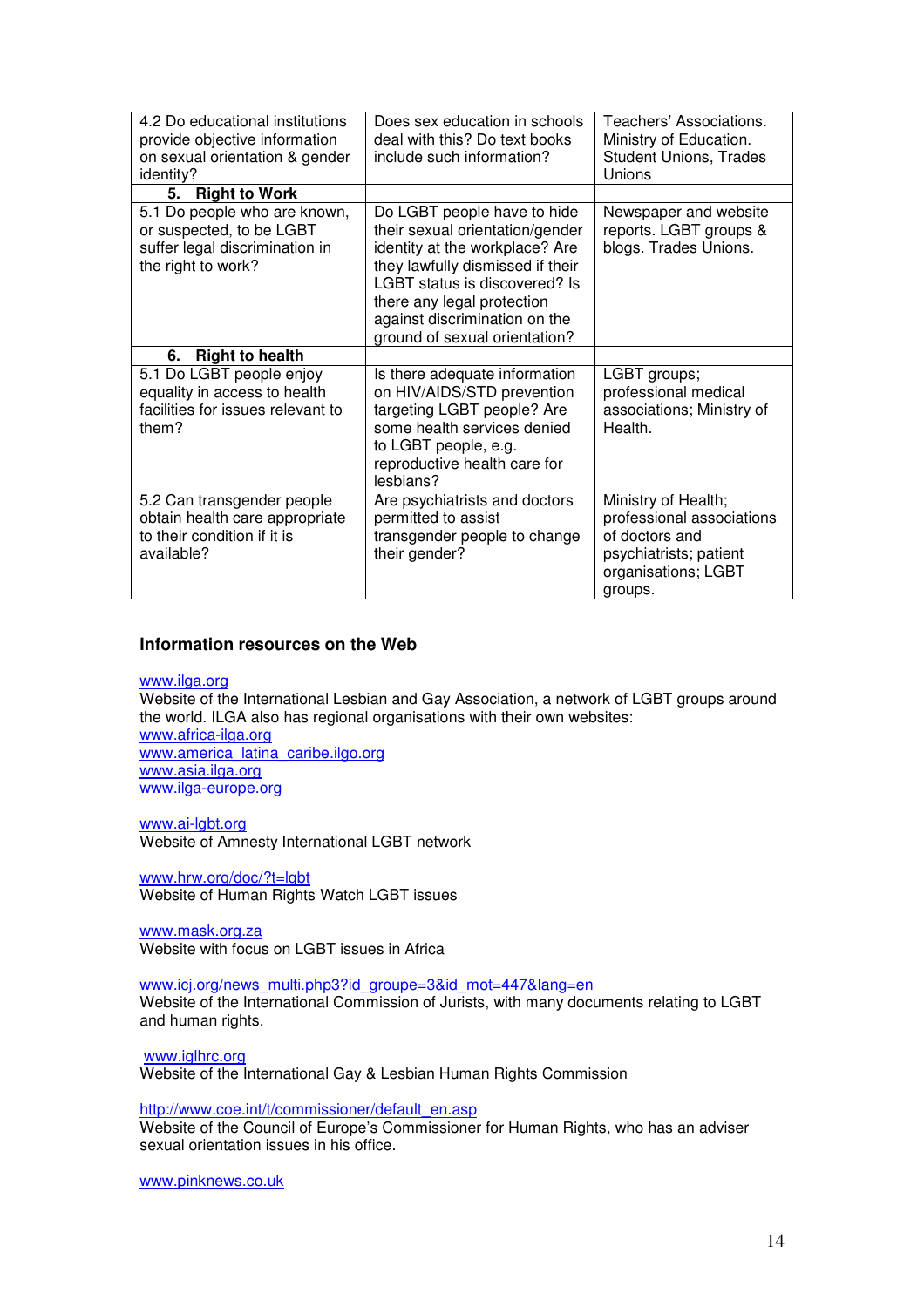| | | |
|---|---|---|
| 4.2 Do educational institutions provide objective information on sexual orientation & gender identity? | Does sex education in schools deal with this? Do text books include such information? | Teachers' Associations. Ministry of Education. Student Unions, Trades Unions |
| **5. Right to Work** | | |
| 5.1 Do people who are known, or suspected, to be LGBT suffer legal discrimination in the right to work? | Do LGBT people have to hide their sexual orientation/gender identity at the workplace? Are they lawfully dismissed if their LGBT status is discovered? Is there any legal protection against discrimination on the ground of sexual orientation? | Newspaper and website reports. LGBT groups & blogs. Trades Unions. |
| **6. Right to health** | | |
| 5.1 Do LGBT people enjoy equality in access to health facilities for issues relevant to them? | Is there adequate information on HIV/AIDS/STD prevention targeting LGBT people? Are some health services denied to LGBT people, e.g. reproductive health care for lesbians? | LGBT groups; professional medical associations; Ministry of Health. |
| 5.2 Can transgender people obtain health care appropriate to their condition if it is available? | Are psychiatrists and doctors permitted to assist transgender people to change their gender? | Ministry of Health; professional associations of doctors and psychiatrists; patient organisations; LGBT groups. |

### Information resources on the Web

www.ilga.org
Website of the International Lesbian and Gay Association, a network of LGBT groups around the world. ILGA also has regional organisations with their own websites:
www.africa-ilga.org
www.america_latina_caribe.ilgo.org
www.asia.ilga.org
www.ilga-europe.org

www.ai-lgbt.org
Website of Amnesty International LGBT network

www.hrw.org/doc/?t=lgbt
Website of Human Rights Watch LGBT issues

www.mask.org.za
Website with focus on LGBT issues in Africa

www.icj.org/news_multi.php3?id_groupe=3&id_mot=447&lang=en
Website of the International Commission of Jurists, with many documents relating to LGBT and human rights.

www.iglhrc.org
Website of the International Gay & Lesbian Human Rights Commission

http://www.coe.int/t/commissioner/default_en.asp
Website of the Council of Europe's Commissioner for Human Rights, who has an adviser sexual orientation issues in his office.

www.pinknews.co.uk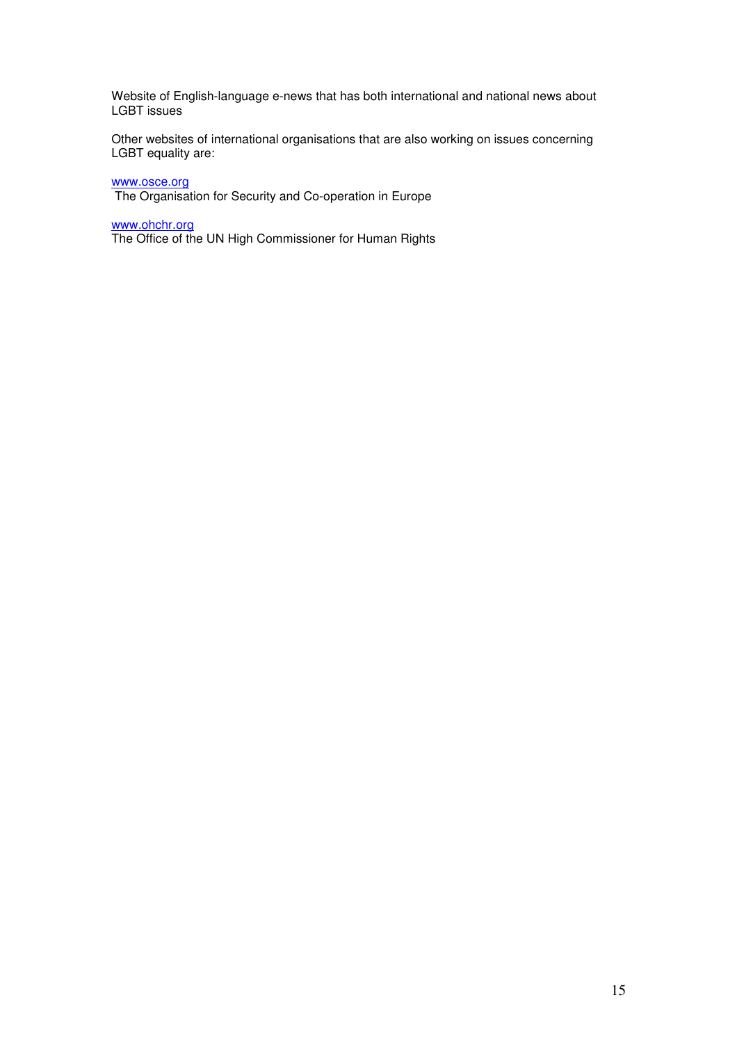Website of English-language e-news that has both international and national news about LGBT issues

Other websites of international organisations that are also working on issues concerning LGBT equality are:

www.osce.org
The Organisation for Security and Co-operation in Europe

www.ohchr.org
The Office of the UN High Commissioner for Human Rights